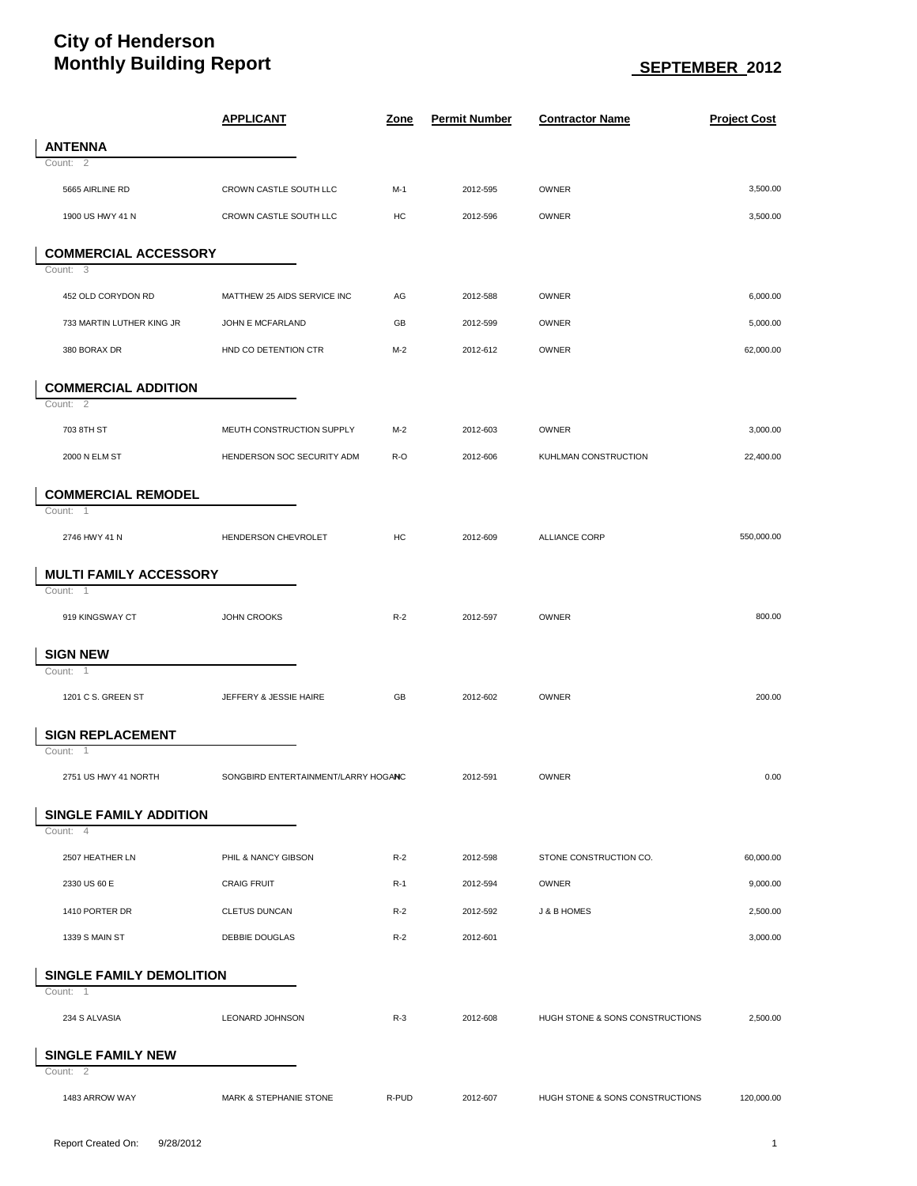# City of Henderson
# Monthly Building Report

**SEPTEMBER 2012**

| | APPLICANT | Zone | Permit Number | Contractor Name | Project Cost |
|---|---|---|---|---|---|
| **ANTENNA** | | | | | |
| Count: 2 | | | | | |
| 5665 AIRLINE RD | CROWN CASTLE SOUTH LLC | M-1 | 2012-595 | OWNER | 3,500.00 |
| 1900 US HWY 41 N | CROWN CASTLE SOUTH LLC | HC | 2012-596 | OWNER | 3,500.00 |
| **COMMERCIAL ACCESSORY** | | | | | |
| Count: 3 | | | | | |
| 452 OLD CORYDON RD | MATTHEW 25 AIDS SERVICE INC | AG | 2012-588 | OWNER | 6,000.00 |
| 733 MARTIN LUTHER KING JR | JOHN E MCFARLAND | GB | 2012-599 | OWNER | 5,000.00 |
| 380 BORAX DR | HND CO DETENTION CTR | M-2 | 2012-612 | OWNER | 62,000.00 |
| **COMMERCIAL ADDITION** | | | | | |
| Count: 2 | | | | | |
| 703 8TH ST | MEUTH CONSTRUCTION SUPPLY | M-2 | 2012-603 | OWNER | 3,000.00 |
| 2000 N ELM ST | HENDERSON SOC SECURITY ADM | R-O | 2012-606 | KUHLMAN CONSTRUCTION | 22,400.00 |
| **COMMERCIAL REMODEL** | | | | | |
| Count: 1 | | | | | |
| 2746 HWY 41 N | HENDERSON CHEVROLET | HC | 2012-609 | ALLIANCE CORP | 550,000.00 |
| **MULTI FAMILY ACCESSORY** | | | | | |
| Count: 1 | | | | | |
| 919 KINGSWAY CT | JOHN CROOKS | R-2 | 2012-597 | OWNER | 800.00 |
| **SIGN NEW** | | | | | |
| Count: 1 | | | | | |
| 1201 C S. GREEN ST | JEFFERY & JESSIE HAIRE | GB | 2012-602 | OWNER | 200.00 |
| **SIGN REPLACEMENT** | | | | | |
| Count: 1 | | | | | |
| 2751 US HWY 41 NORTH | SONGBIRD ENTERTAINMENT/LARRY HOGAN | HC | 2012-591 | OWNER | 0.00 |
| **SINGLE FAMILY ADDITION** | | | | | |
| Count: 4 | | | | | |
| 2507 HEATHER LN | PHIL & NANCY GIBSON | R-2 | 2012-598 | STONE CONSTRUCTION CO. | 60,000.00 |
| 2330 US 60 E | CRAIG FRUIT | R-1 | 2012-594 | OWNER | 9,000.00 |
| 1410 PORTER DR | CLETUS DUNCAN | R-2 | 2012-592 | J & B HOMES | 2,500.00 |
| 1339 S MAIN ST | DEBBIE DOUGLAS | R-2 | 2012-601 | | 3,000.00 |
| **SINGLE FAMILY DEMOLITION** | | | | | |
| Count: 1 | | | | | |
| 234 S ALVASIA | LEONARD JOHNSON | R-3 | 2012-608 | HUGH STONE & SONS CONSTRUCTIONS | 2,500.00 |
| **SINGLE FAMILY NEW** | | | | | |
| Count: 2 | | | | | |
| 1483 ARROW WAY | MARK & STEPHANIE STONE | R-PUD | 2012-607 | HUGH STONE & SONS CONSTRUCTIONS | 120,000.00 |

Report Created On: 9/28/2012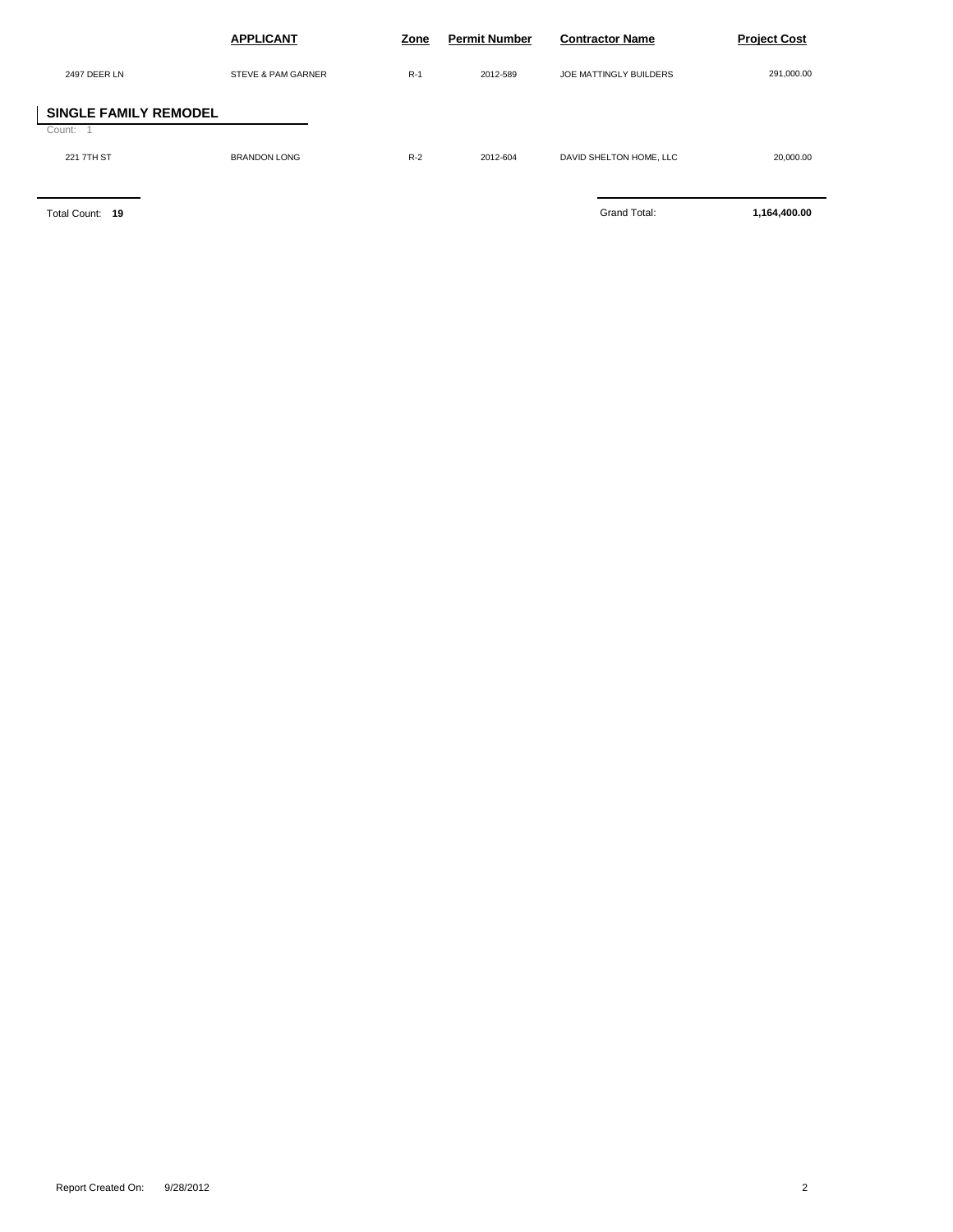| | APPLICANT | Zone | Permit Number | Contractor Name | Project Cost |
|---|---|---|---|---|---|
| 2497 DEER LN | STEVE & PAM GARNER | R-1 | 2012-589 | JOE MATTINGLY BUILDERS | 291,000.00 |

**SINGLE FAMILY REMODEL**

Count: 1

| | APPLICANT | Zone | Permit Number | Contractor Name | Project Cost |
|---|---|---|---|---|---|
| 221 7TH ST | BRANDON LONG | R-2 | 2012-604 | DAVID SHELTON HOME, LLC | 20,000.00 |

Total Count: **19**

Grand Total: **1,164,400.00**

Report Created On: 9/28/2012